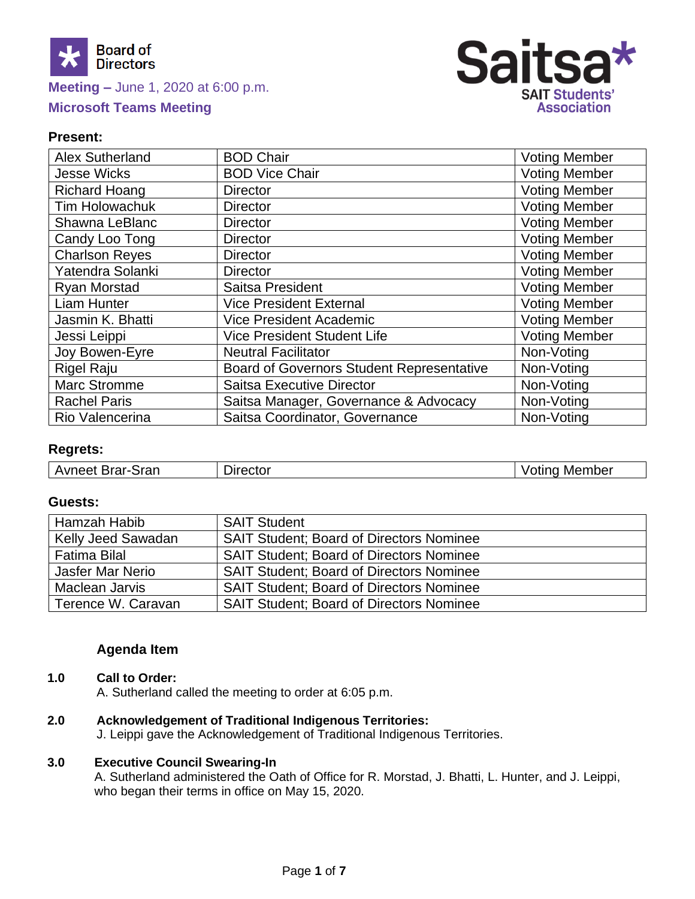Board of Directors

**Meeting –** June 1, 2020 at 6:00 p.m.

**Microsoft Teams Meeting**

Saitsa*
SAIT Students' Association

**Present:**

| | | |
|---|---|---|
| Alex Sutherland | BOD Chair | Voting Member |
| Jesse Wicks | BOD Vice Chair | Voting Member |
| Richard Hoang | Director | Voting Member |
| Tim Holowachuk | Director | Voting Member |
| Shawna LeBlanc | Director | Voting Member |
| Candy Loo Tong | Director | Voting Member |
| Charlson Reyes | Director | Voting Member |
| Yatendra Solanki | Director | Voting Member |
| Ryan Morstad | Saitsa President | Voting Member |
| Liam Hunter | Vice President External | Voting Member |
| Jasmin K. Bhatti | Vice President Academic | Voting Member |
| Jessi Leippi | Vice President Student Life | Voting Member |
| Joy Bowen-Eyre | Neutral Facilitator | Non-Voting |
| Rigel Raju | Board of Governors Student Representative | Non-Voting |
| Marc Stromme | Saitsa Executive Director | Non-Voting |
| Rachel Paris | Saitsa Manager, Governance & Advocacy | Non-Voting |
| Rio Valencerina | Saitsa Coordinator, Governance | Non-Voting |

**Regrets:**

| | | |
|---|---|---|
| Avneet Brar-Sran | Director | Voting Member |

**Guests:**

| | |
|---|---|
| Hamzah Habib | SAIT Student |
| Kelly Jeed Sawadan | SAIT Student; Board of Directors Nominee |
| Fatima Bilal | SAIT Student; Board of Directors Nominee |
| Jasfer Mar Nerio | SAIT Student; Board of Directors Nominee |
| Maclean Jarvis | SAIT Student; Board of Directors Nominee |
| Terence W. Caravan | SAIT Student; Board of Directors Nominee |

**Agenda Item**

**1.0 Call to Order:**
A. Sutherland called the meeting to order at 6:05 p.m.

**2.0 Acknowledgement of Traditional Indigenous Territories:**
J. Leippi gave the Acknowledgement of Traditional Indigenous Territories.

**3.0 Executive Council Swearing-In**
A. Sutherland administered the Oath of Office for R. Morstad, J. Bhatti, L. Hunter, and J. Leippi, who began their terms in office on May 15, 2020.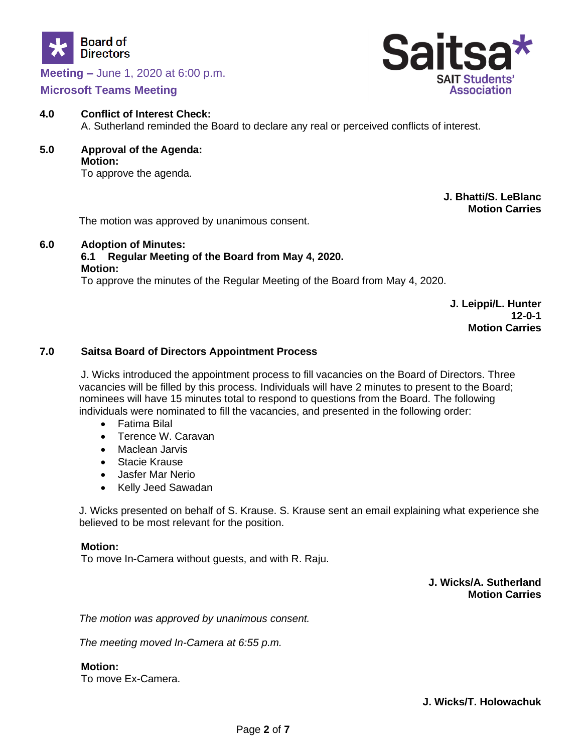## 4.0 Conflict of Interest Check:

A. Sutherland reminded the Board to declare any real or perceived conflicts of interest.

## 5.0 Approval of the Agenda:

**Motion:**
To approve the agenda.

**J. Bhatti/S. LeBlanc**
**Motion Carries**

The motion was approved by unanimous consent.

## 6.0 Adoption of Minutes:

### 6.1 Regular Meeting of the Board from May 4, 2020.

**Motion:**
To approve the minutes of the Regular Meeting of the Board from May 4, 2020.

**J. Leippi/L. Hunter**
**12-0-1**
**Motion Carries**

## 7.0 Saitsa Board of Directors Appointment Process

J. Wicks introduced the appointment process to fill vacancies on the Board of Directors. Three vacancies will be filled by this process. Individuals will have 2 minutes to present to the Board; nominees will have 15 minutes total to respond to questions from the Board. The following individuals were nominated to fill the vacancies, and presented in the following order:

- Fatima Bilal
- Terence W. Caravan
- Maclean Jarvis
- Stacie Krause
- Jasfer Mar Nerio
- Kelly Jeed Sawadan

J. Wicks presented on behalf of S. Krause. S. Krause sent an email explaining what experience she believed to be most relevant for the position.

**Motion:**
To move In-Camera without guests, and with R. Raju.

**J. Wicks/A. Sutherland**
**Motion Carries**

*The motion was approved by unanimous consent.*

*The meeting moved In-Camera at 6:55 p.m.*

**Motion:**
To move Ex-Camera.

**J. Wicks/T. Holowachuk**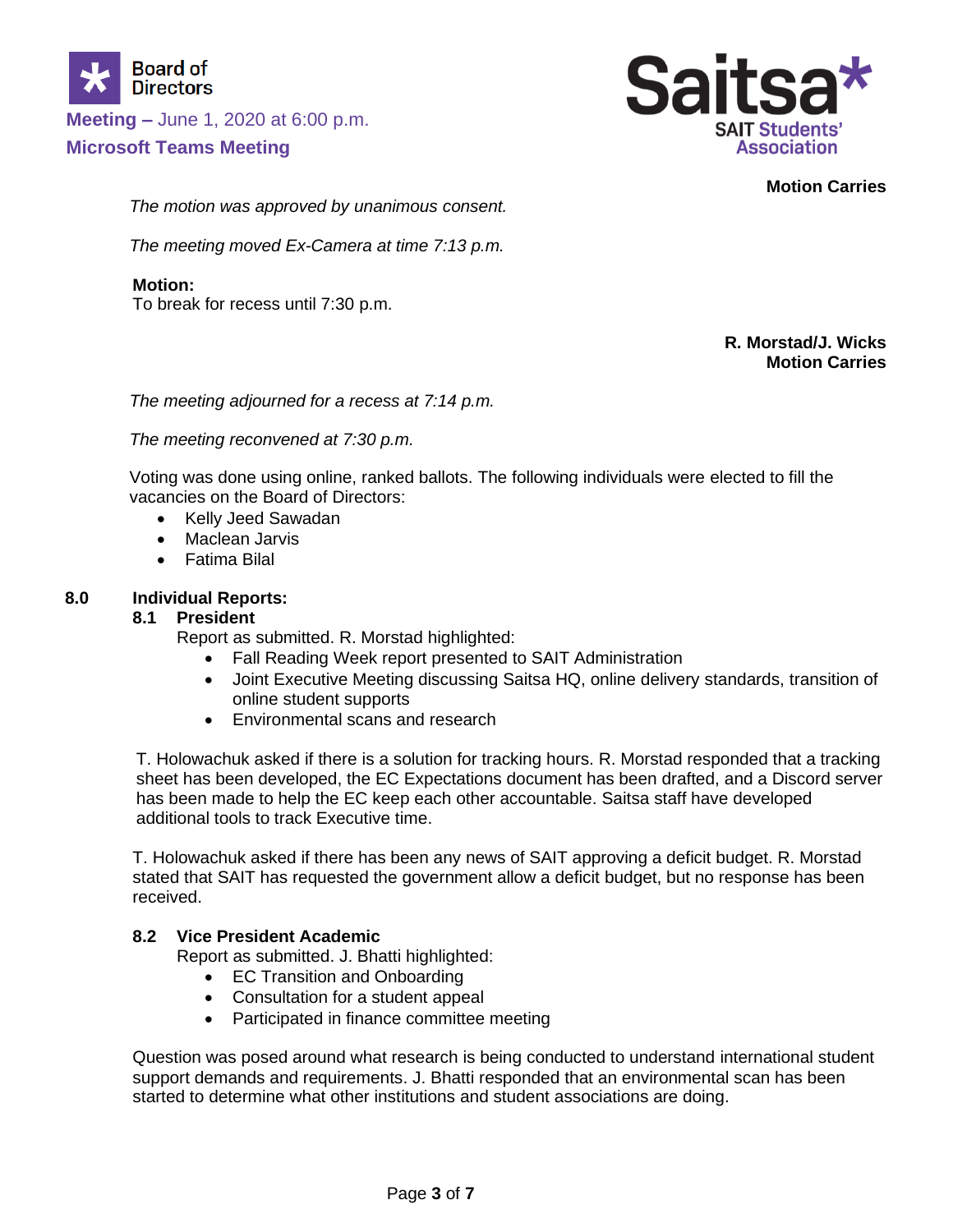**Motion Carries**

*The motion was approved by unanimous consent.*

*The meeting moved Ex-Camera at time 7:13 p.m.*

**Motion:**
To break for recess until 7:30 p.m.

**R. Morstad/J. Wicks**
**Motion Carries**

*The meeting adjourned for a recess at 7:14 p.m.*

*The meeting reconvened at 7:30 p.m.*

Voting was done using online, ranked ballots. The following individuals were elected to fill the vacancies on the Board of Directors:

- Kelly Jeed Sawadan
- Maclean Jarvis
- Fatima Bilal

## 8.0 Individual Reports:

### 8.1 President

Report as submitted. R. Morstad highlighted:

- Fall Reading Week report presented to SAIT Administration
- Joint Executive Meeting discussing Saitsa HQ, online delivery standards, transition of online student supports
- Environmental scans and research

T. Holowachuk asked if there is a solution for tracking hours. R. Morstad responded that a tracking sheet has been developed, the EC Expectations document has been drafted, and a Discord server has been made to help the EC keep each other accountable. Saitsa staff have developed additional tools to track Executive time.

T. Holowachuk asked if there has been any news of SAIT approving a deficit budget. R. Morstad stated that SAIT has requested the government allow a deficit budget, but no response has been received.

### 8.2 Vice President Academic

Report as submitted. J. Bhatti highlighted:

- EC Transition and Onboarding
- Consultation for a student appeal
- Participated in finance committee meeting

Question was posed around what research is being conducted to understand international student support demands and requirements. J. Bhatti responded that an environmental scan has been started to determine what other institutions and student associations are doing.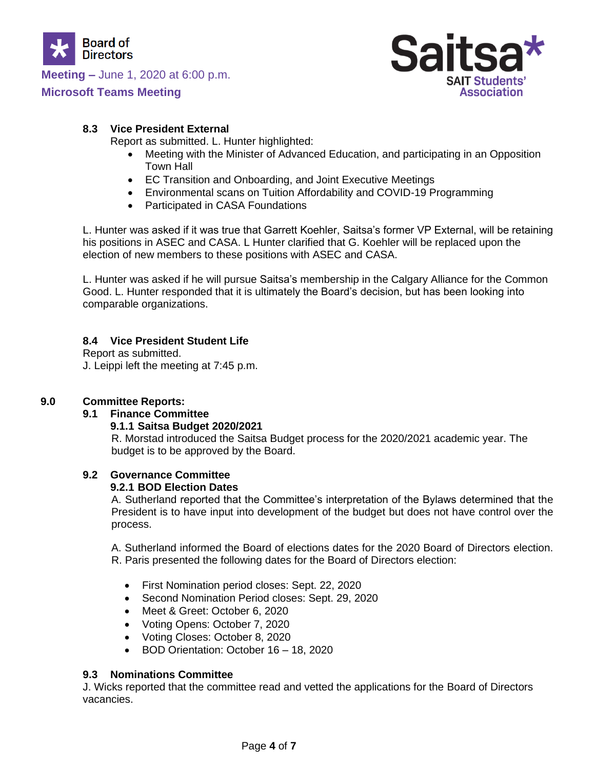### 8.3 Vice President External

Report as submitted. L. Hunter highlighted:

- Meeting with the Minister of Advanced Education, and participating in an Opposition Town Hall
- EC Transition and Onboarding, and Joint Executive Meetings
- Environmental scans on Tuition Affordability and COVID-19 Programming
- Participated in CASA Foundations

L. Hunter was asked if it was true that Garrett Koehler, Saitsa's former VP External, will be retaining his positions in ASEC and CASA. L Hunter clarified that G. Koehler will be replaced upon the election of new members to these positions with ASEC and CASA.

L. Hunter was asked if he will pursue Saitsa's membership in the Calgary Alliance for the Common Good. L. Hunter responded that it is ultimately the Board's decision, but has been looking into comparable organizations.

### 8.4 Vice President Student Life

Report as submitted.

J. Leippi left the meeting at 7:45 p.m.

## 9.0 Committee Reports:

### 9.1 Finance Committee

#### 9.1.1 Saitsa Budget 2020/2021

R. Morstad introduced the Saitsa Budget process for the 2020/2021 academic year. The budget is to be approved by the Board.

### 9.2 Governance Committee

#### 9.2.1 BOD Election Dates

A. Sutherland reported that the Committee's interpretation of the Bylaws determined that the President is to have input into development of the budget but does not have control over the process.

A. Sutherland informed the Board of elections dates for the 2020 Board of Directors election. R. Paris presented the following dates for the Board of Directors election:

- First Nomination period closes: Sept. 22, 2020
- Second Nomination Period closes: Sept. 29, 2020
- Meet & Greet: October 6, 2020
- Voting Opens: October 7, 2020
- Voting Closes: October 8, 2020
- BOD Orientation: October 16 – 18, 2020

### 9.3 Nominations Committee

J. Wicks reported that the committee read and vetted the applications for the Board of Directors vacancies.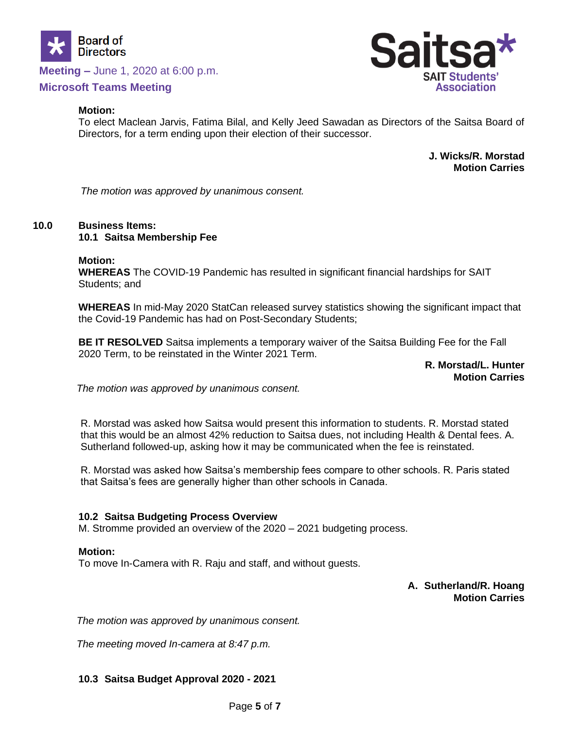**Motion:**
To elect Maclean Jarvis, Fatima Bilal, and Kelly Jeed Sawadan as Directors of the Saitsa Board of Directors, for a term ending upon their election of their successor.

**J. Wicks/R. Morstad**
**Motion Carries**

*The motion was approved by unanimous consent.*

## 10.0 Business Items:

### 10.1 Saitsa Membership Fee

**Motion:**
**WHEREAS** The COVID-19 Pandemic has resulted in significant financial hardships for SAIT Students; and

**WHEREAS** In mid-May 2020 StatCan released survey statistics showing the significant impact that the Covid-19 Pandemic has had on Post-Secondary Students;

**BE IT RESOLVED** Saitsa implements a temporary waiver of the Saitsa Building Fee for the Fall 2020 Term, to be reinstated in the Winter 2021 Term.

**R. Morstad/L. Hunter**
**Motion Carries**

*The motion was approved by unanimous consent.*

R. Morstad was asked how Saitsa would present this information to students. R. Morstad stated that this would be an almost 42% reduction to Saitsa dues, not including Health & Dental fees. A. Sutherland followed-up, asking how it may be communicated when the fee is reinstated.

R. Morstad was asked how Saitsa's membership fees compare to other schools. R. Paris stated that Saitsa's fees are generally higher than other schools in Canada.

### 10.2 Saitsa Budgeting Process Overview

M. Stromme provided an overview of the 2020 – 2021 budgeting process.

**Motion:**
To move In-Camera with R. Raju and staff, and without guests.

**A. Sutherland/R. Hoang**
**Motion Carries**

*The motion was approved by unanimous consent.*

*The meeting moved In-camera at 8:47 p.m.*

### 10.3 Saitsa Budget Approval 2020 - 2021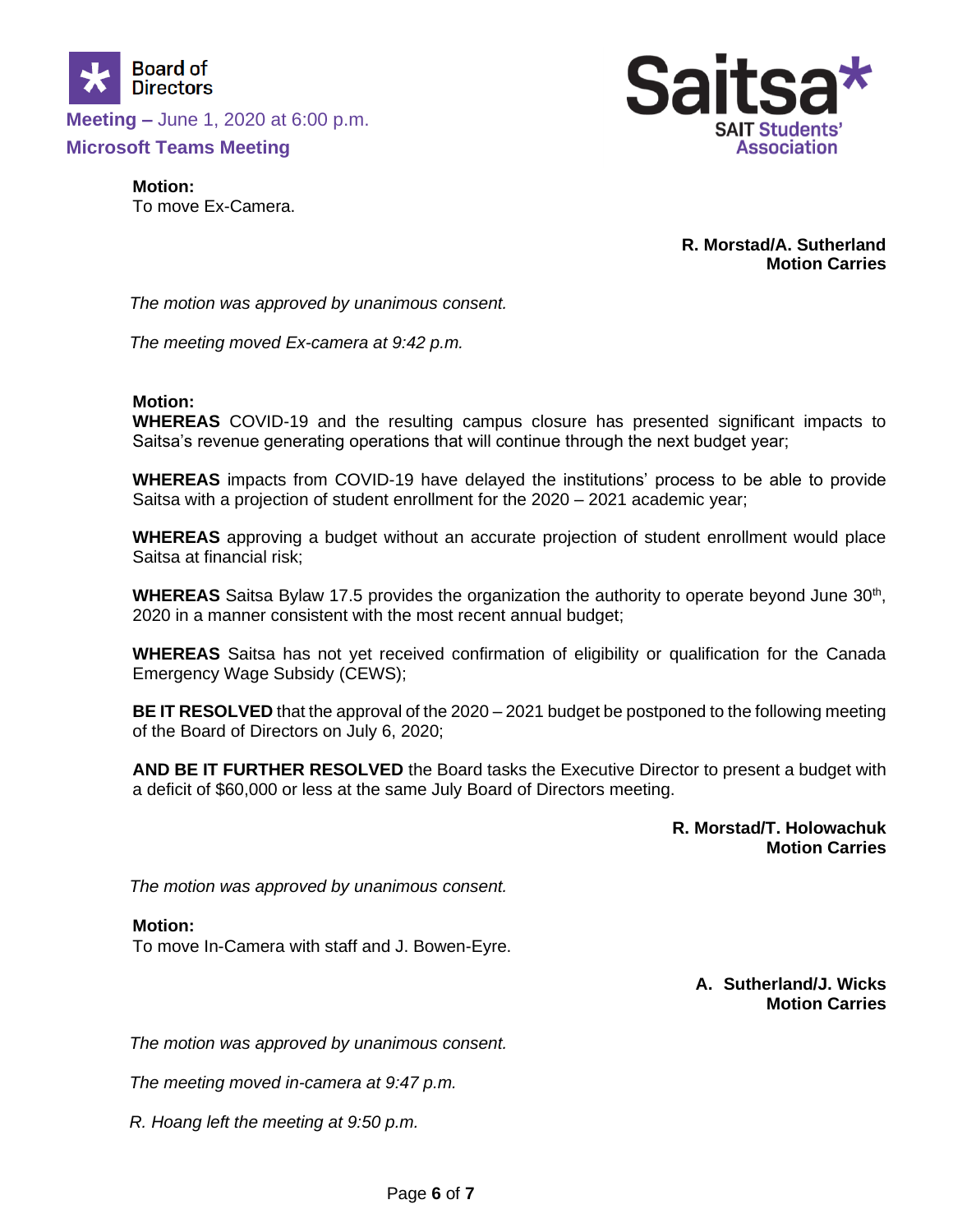**Motion:**
To move Ex-Camera.

**R. Morstad/A. Sutherland**
**Motion Carries**

*The motion was approved by unanimous consent.*

*The meeting moved Ex-camera at 9:42 p.m.*

**Motion:**
**WHEREAS** COVID-19 and the resulting campus closure has presented significant impacts to Saitsa's revenue generating operations that will continue through the next budget year;

**WHEREAS** impacts from COVID-19 have delayed the institutions' process to be able to provide Saitsa with a projection of student enrollment for the 2020 – 2021 academic year;

**WHEREAS** approving a budget without an accurate projection of student enrollment would place Saitsa at financial risk;

**WHEREAS** Saitsa Bylaw 17.5 provides the organization the authority to operate beyond June 30th, 2020 in a manner consistent with the most recent annual budget;

**WHEREAS** Saitsa has not yet received confirmation of eligibility or qualification for the Canada Emergency Wage Subsidy (CEWS);

**BE IT RESOLVED** that the approval of the 2020 – 2021 budget be postponed to the following meeting of the Board of Directors on July 6, 2020;

**AND BE IT FURTHER RESOLVED** the Board tasks the Executive Director to present a budget with a deficit of $60,000 or less at the same July Board of Directors meeting.

**R. Morstad/T. Holowachuk**
**Motion Carries**

*The motion was approved by unanimous consent.*

**Motion:**
To move In-Camera with staff and J. Bowen-Eyre.

**A. Sutherland/J. Wicks**
**Motion Carries**

*The motion was approved by unanimous consent.*

*The meeting moved in-camera at 9:47 p.m.*

*R. Hoang left the meeting at 9:50 p.m.*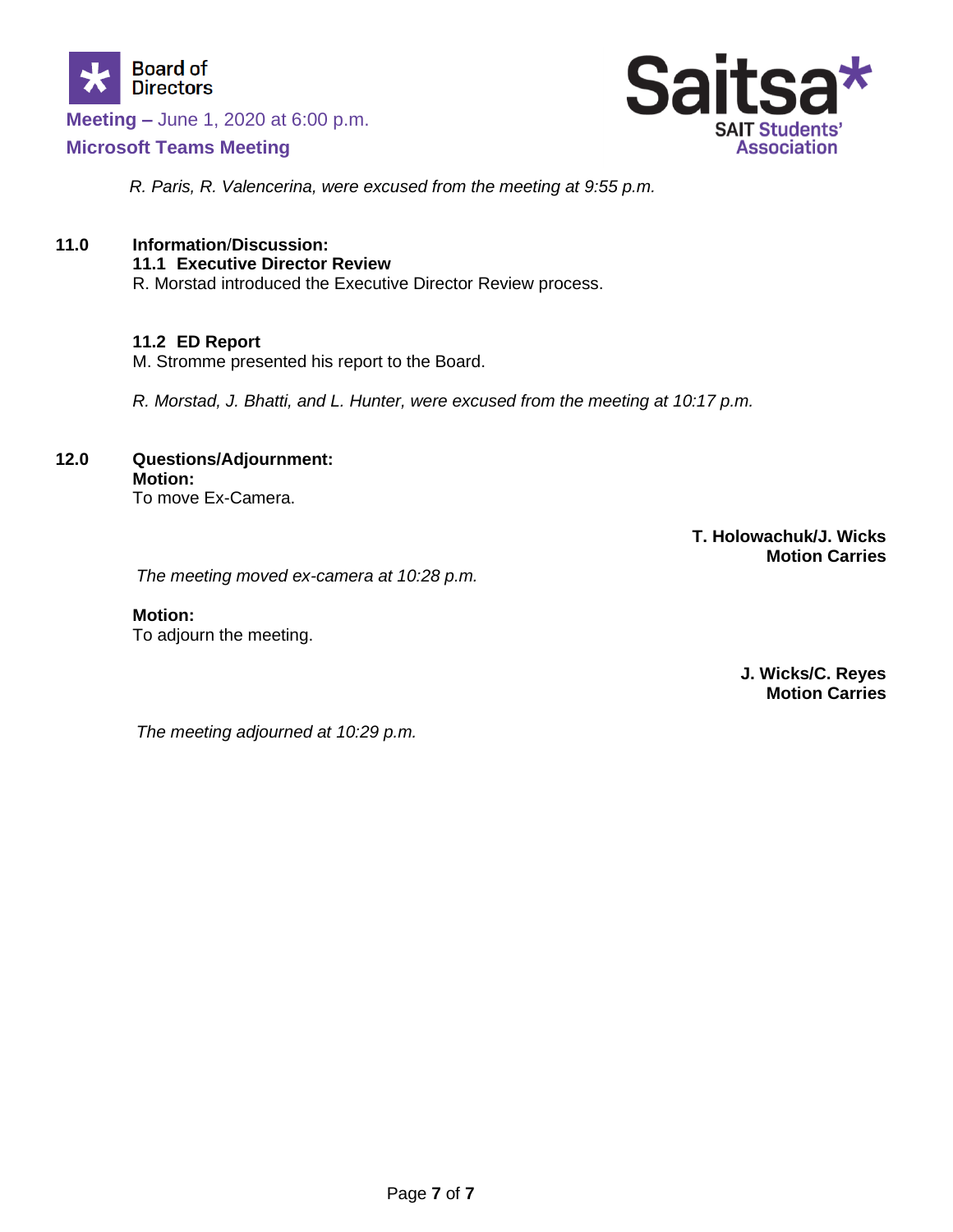*R. Paris, R. Valencerina, were excused from the meeting at 9:55 p.m.*

**11.0 Information/Discussion:**

**11.1 Executive Director Review**

R. Morstad introduced the Executive Director Review process.

**11.2 ED Report**

M. Stromme presented his report to the Board.

*R. Morstad, J. Bhatti, and L. Hunter, were excused from the meeting at 10:17 p.m.*

**12.0 Questions/Adjournment:**

**Motion:**

To move Ex-Camera.

**T. Holowachuk/J. Wicks**
**Motion Carries**

*The meeting moved ex-camera at 10:28 p.m.*

**Motion:**

To adjourn the meeting.

**J. Wicks/C. Reyes**
**Motion Carries**

*The meeting adjourned at 10:29 p.m.*